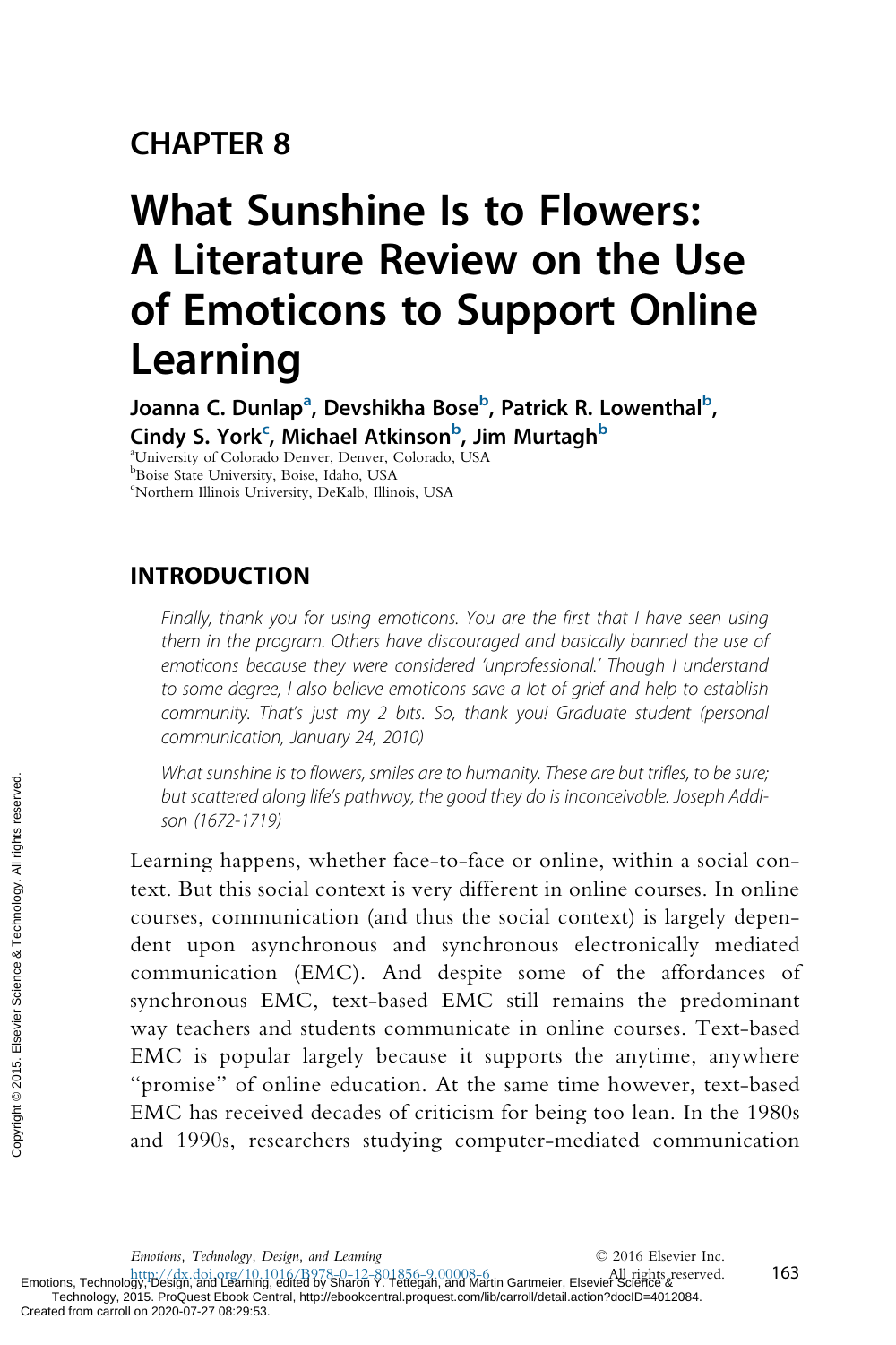# CHAPTER 8

# What Sunshine Is to Flowers: A Literature Review on the Use of Emoticons to Support Online Learning

**Joanna C. Dunlap[a], Devshikha Bose[b], Patrick R. Lowenthal[b], Cindy S. York[c], Michael Atkinson[b], Jim Murtagh[b]**

[a]University of Colorado Denver, Denver, Colorado, USA
[b]Boise State University, Boise, Idaho, USA
[c]Northern Illinois University, DeKalb, Illinois, USA

## INTRODUCTION

> *Finally, thank you for using emoticons. You are the first that I have seen using them in the program. Others have discouraged and basically banned the use of emoticons because they were considered 'unprofessional.' Though I understand to some degree, I also believe emoticons save a lot of grief and help to establish community. That's just my 2 bits. So, thank you! Graduate student (personal communication, January 24, 2010)*

> *What sunshine is to flowers, smiles are to humanity. These are but trifles, to be sure; but scattered along life's pathway, the good they do is inconceivable. Joseph Addison (1672-1719)*

Learning happens, whether face-to-face or online, within a social context. But this social context is very different in online courses. In online courses, communication (and thus the social context) is largely dependent upon asynchronous and synchronous electronically mediated communication (EMC). And despite some of the affordances of synchronous EMC, text-based EMC still remains the predominant way teachers and students communicate in online courses. Text-based EMC is popular largely because it supports the anytime, anywhere "promise" of online education. At the same time however, text-based EMC has received decades of criticism for being too lean. In the 1980s and 1990s, researchers studying computer-mediated communication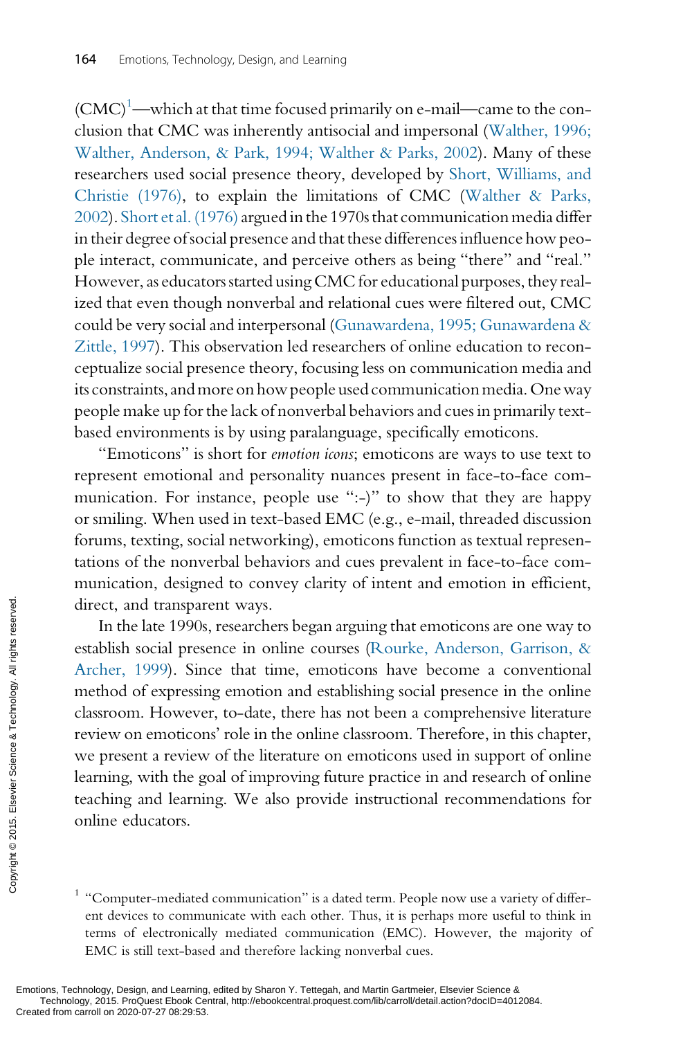(CMC)[1]—which at that time focused primarily on e-mail—came to the conclusion that CMC was inherently antisocial and impersonal (Walther, 1996; Walther, Anderson, & Park, 1994; Walther & Parks, 2002). Many of these researchers used social presence theory, developed by Short, Williams, and Christie (1976), to explain the limitations of CMC (Walther & Parks, 2002). Short et al. (1976) argued in the 1970s that communication media differ in their degree of social presence and that these differences influence how people interact, communicate, and perceive others as being "there" and "real." However, as educators started using CMC for educational purposes, they realized that even though nonverbal and relational cues were filtered out, CMC could be very social and interpersonal (Gunawardena, 1995; Gunawardena & Zittle, 1997). This observation led researchers of online education to reconceptualize social presence theory, focusing less on communication media and its constraints, and more on how people used communication media. One way people make up for the lack of nonverbal behaviors and cues in primarily text-based environments is by using paralanguage, specifically emoticons.

"Emoticons" is short for *emotion icons*; emoticons are ways to use text to represent emotional and personality nuances present in face-to-face communication. For instance, people use ":-)" to show that they are happy or smiling. When used in text-based EMC (e.g., e-mail, threaded discussion forums, texting, social networking), emoticons function as textual representations of the nonverbal behaviors and cues prevalent in face-to-face communication, designed to convey clarity of intent and emotion in efficient, direct, and transparent ways.

In the late 1990s, researchers began arguing that emoticons are one way to establish social presence in online courses (Rourke, Anderson, Garrison, & Archer, 1999). Since that time, emoticons have become a conventional method of expressing emotion and establishing social presence in the online classroom. However, to-date, there has not been a comprehensive literature review on emoticons' role in the online classroom. Therefore, in this chapter, we present a review of the literature on emoticons used in support of online learning, with the goal of improving future practice in and research of online teaching and learning. We also provide instructional recommendations for online educators.

[1] "Computer-mediated communication" is a dated term. People now use a variety of different devices to communicate with each other. Thus, it is perhaps more useful to think in terms of electronically mediated communication (EMC). However, the majority of EMC is still text-based and therefore lacking nonverbal cues.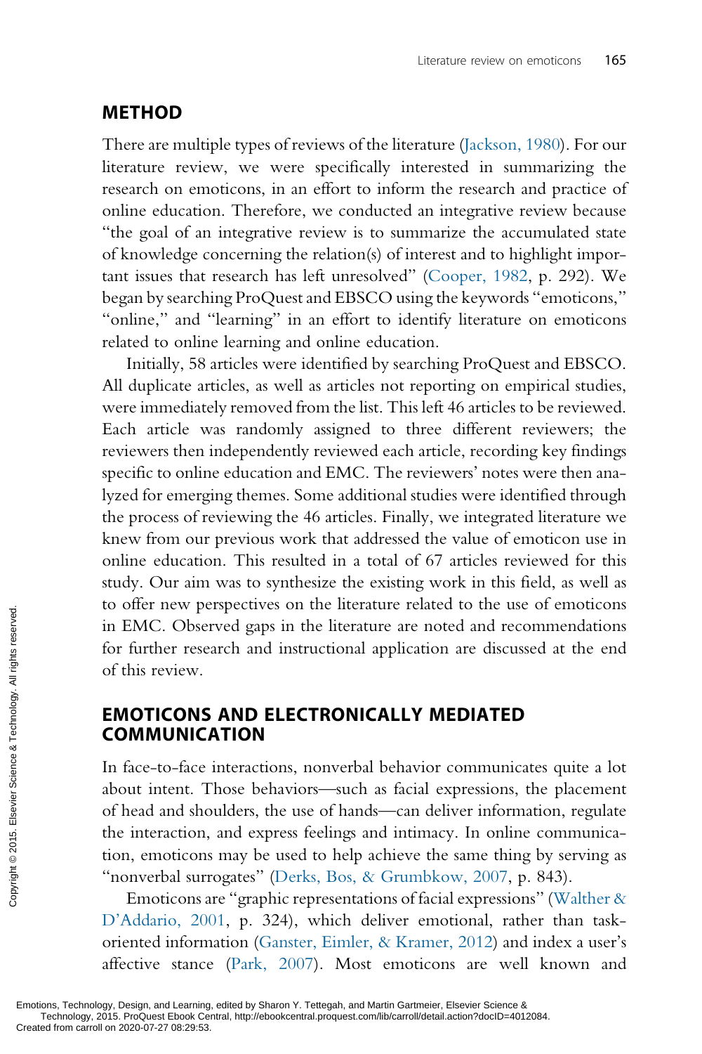## METHOD

There are multiple types of reviews of the literature (Jackson, 1980). For our literature review, we were specifically interested in summarizing the research on emoticons, in an effort to inform the research and practice of online education. Therefore, we conducted an integrative review because "the goal of an integrative review is to summarize the accumulated state of knowledge concerning the relation(s) of interest and to highlight important issues that research has left unresolved" (Cooper, 1982, p. 292). We began by searching ProQuest and EBSCO using the keywords "emoticons," "online," and "learning" in an effort to identify literature on emoticons related to online learning and online education.

Initially, 58 articles were identified by searching ProQuest and EBSCO. All duplicate articles, as well as articles not reporting on empirical studies, were immediately removed from the list. This left 46 articles to be reviewed. Each article was randomly assigned to three different reviewers; the reviewers then independently reviewed each article, recording key findings specific to online education and EMC. The reviewers' notes were then analyzed for emerging themes. Some additional studies were identified through the process of reviewing the 46 articles. Finally, we integrated literature we knew from our previous work that addressed the value of emoticon use in online education. This resulted in a total of 67 articles reviewed for this study. Our aim was to synthesize the existing work in this field, as well as to offer new perspectives on the literature related to the use of emoticons in EMC. Observed gaps in the literature are noted and recommendations for further research and instructional application are discussed at the end of this review.

## EMOTICONS AND ELECTRONICALLY MEDIATED COMMUNICATION

In face-to-face interactions, nonverbal behavior communicates quite a lot about intent. Those behaviors—such as facial expressions, the placement of head and shoulders, the use of hands—can deliver information, regulate the interaction, and express feelings and intimacy. In online communication, emoticons may be used to help achieve the same thing by serving as "nonverbal surrogates" (Derks, Bos, & Grumbkow, 2007, p. 843).

Emoticons are "graphic representations of facial expressions" (Walther & D'Addario, 2001, p. 324), which deliver emotional, rather than task-oriented information (Ganster, Eimler, & Kramer, 2012) and index a user's affective stance (Park, 2007). Most emoticons are well known and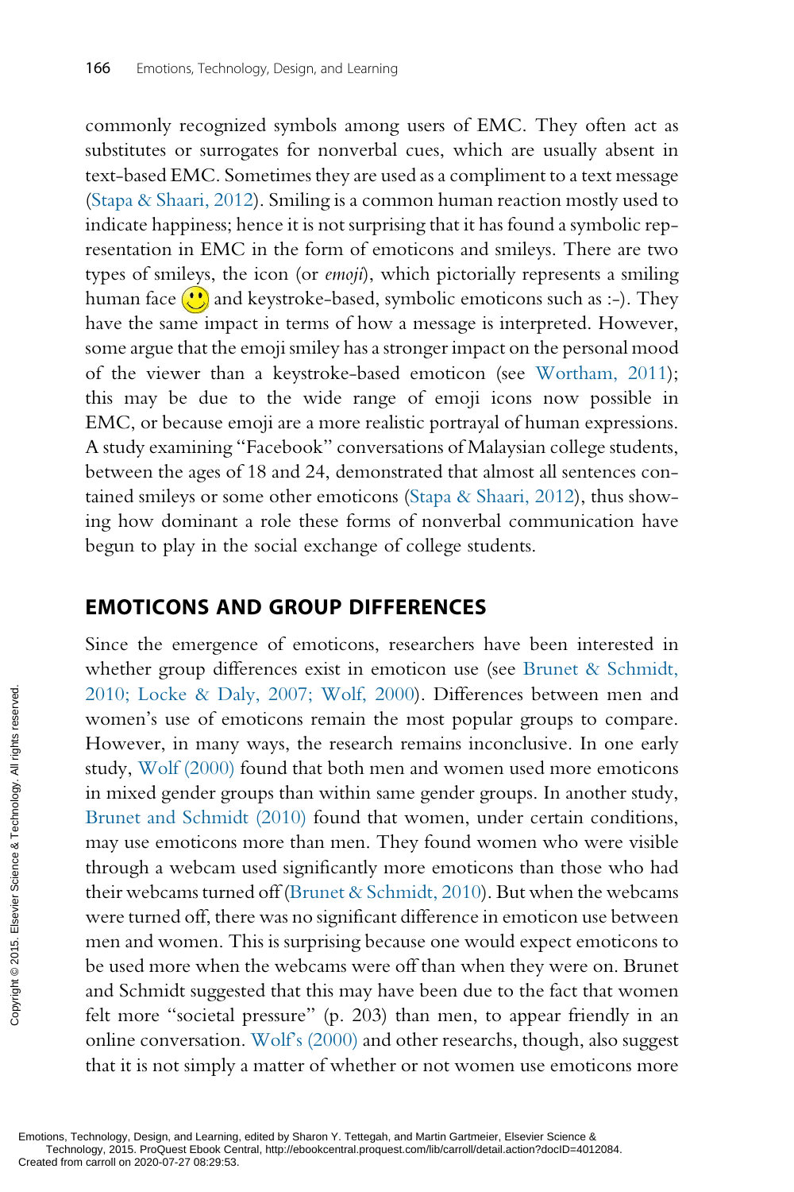commonly recognized symbols among users of EMC. They often act as substitutes or surrogates for nonverbal cues, which are usually absent in text-based EMC. Sometimes they are used as a compliment to a text message (Stapa & Shaari, 2012). Smiling is a common human reaction mostly used to indicate happiness; hence it is not surprising that it has found a symbolic representation in EMC in the form of emoticons and smileys. There are two types of smileys, the icon (or *emoji*), which pictorially represents a smiling human face 🙂 and keystroke-based, symbolic emoticons such as :-). They have the same impact in terms of how a message is interpreted. However, some argue that the emoji smiley has a stronger impact on the personal mood of the viewer than a keystroke-based emoticon (see Wortham, 2011); this may be due to the wide range of emoji icons now possible in EMC, or because emoji are a more realistic portrayal of human expressions. A study examining "Facebook" conversations of Malaysian college students, between the ages of 18 and 24, demonstrated that almost all sentences contained smileys or some other emoticons (Stapa & Shaari, 2012), thus showing how dominant a role these forms of nonverbal communication have begun to play in the social exchange of college students.

## EMOTICONS AND GROUP DIFFERENCES

Since the emergence of emoticons, researchers have been interested in whether group differences exist in emoticon use (see Brunet & Schmidt, 2010; Locke & Daly, 2007; Wolf, 2000). Differences between men and women's use of emoticons remain the most popular groups to compare. However, in many ways, the research remains inconclusive. In one early study, Wolf (2000) found that both men and women used more emoticons in mixed gender groups than within same gender groups. In another study, Brunet and Schmidt (2010) found that women, under certain conditions, may use emoticons more than men. They found women who were visible through a webcam used significantly more emoticons than those who had their webcams turned off (Brunet & Schmidt, 2010). But when the webcams were turned off, there was no significant difference in emoticon use between men and women. This is surprising because one would expect emoticons to be used more when the webcams were off than when they were on. Brunet and Schmidt suggested that this may have been due to the fact that women felt more "societal pressure" (p. 203) than men, to appear friendly in an online conversation. Wolf's (2000) and other researchs, though, also suggest that it is not simply a matter of whether or not women use emoticons more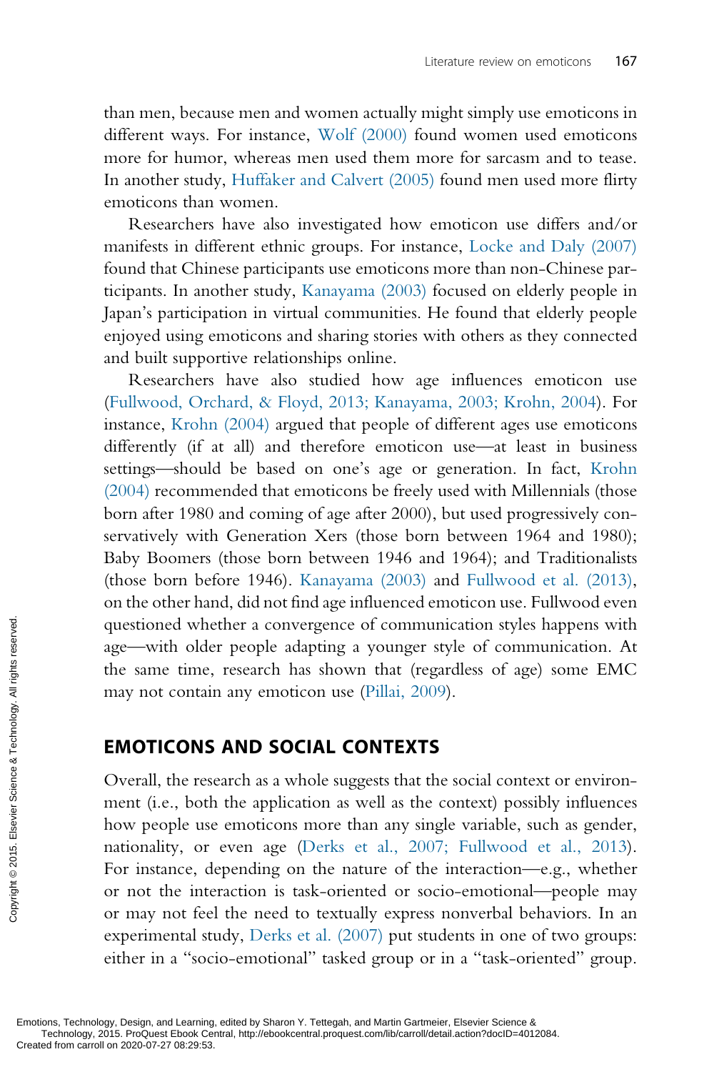than men, because men and women actually might simply use emoticons in different ways. For instance, Wolf (2000) found women used emoticons more for humor, whereas men used them more for sarcasm and to tease. In another study, Huffaker and Calvert (2005) found men used more flirty emoticons than women.

Researchers have also investigated how emoticon use differs and/or manifests in different ethnic groups. For instance, Locke and Daly (2007) found that Chinese participants use emoticons more than non-Chinese participants. In another study, Kanayama (2003) focused on elderly people in Japan's participation in virtual communities. He found that elderly people enjoyed using emoticons and sharing stories with others as they connected and built supportive relationships online.

Researchers have also studied how age influences emoticon use (Fullwood, Orchard, & Floyd, 2013; Kanayama, 2003; Krohn, 2004). For instance, Krohn (2004) argued that people of different ages use emoticons differently (if at all) and therefore emoticon use—at least in business settings—should be based on one's age or generation. In fact, Krohn (2004) recommended that emoticons be freely used with Millennials (those born after 1980 and coming of age after 2000), but used progressively conservatively with Generation Xers (those born between 1964 and 1980); Baby Boomers (those born between 1946 and 1964); and Traditionalists (those born before 1946). Kanayama (2003) and Fullwood et al. (2013), on the other hand, did not find age influenced emoticon use. Fullwood even questioned whether a convergence of communication styles happens with age—with older people adapting a younger style of communication. At the same time, research has shown that (regardless of age) some EMC may not contain any emoticon use (Pillai, 2009).

## EMOTICONS AND SOCIAL CONTEXTS

Overall, the research as a whole suggests that the social context or environment (i.e., both the application as well as the context) possibly influences how people use emoticons more than any single variable, such as gender, nationality, or even age (Derks et al., 2007; Fullwood et al., 2013). For instance, depending on the nature of the interaction—e.g., whether or not the interaction is task-oriented or socio-emotional—people may or may not feel the need to textually express nonverbal behaviors. In an experimental study, Derks et al. (2007) put students in one of two groups: either in a "socio-emotional" tasked group or in a "task-oriented" group.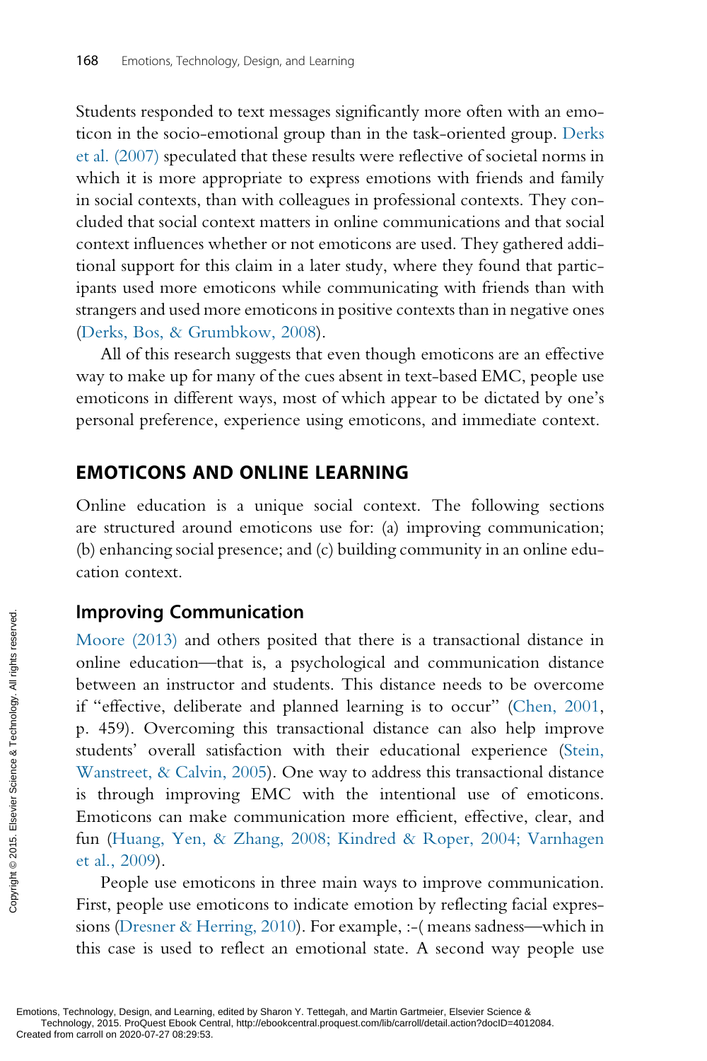Students responded to text messages significantly more often with an emoticon in the socio-emotional group than in the task-oriented group. Derks et al. (2007) speculated that these results were reflective of societal norms in which it is more appropriate to express emotions with friends and family in social contexts, than with colleagues in professional contexts. They concluded that social context matters in online communications and that social context influences whether or not emoticons are used. They gathered additional support for this claim in a later study, where they found that participants used more emoticons while communicating with friends than with strangers and used more emoticons in positive contexts than in negative ones (Derks, Bos, & Grumbkow, 2008).

All of this research suggests that even though emoticons are an effective way to make up for many of the cues absent in text-based EMC, people use emoticons in different ways, most of which appear to be dictated by one's personal preference, experience using emoticons, and immediate context.

## EMOTICONS AND ONLINE LEARNING

Online education is a unique social context. The following sections are structured around emoticons use for: (a) improving communication; (b) enhancing social presence; and (c) building community in an online education context.

### Improving Communication

Moore (2013) and others posited that there is a transactional distance in online education—that is, a psychological and communication distance between an instructor and students. This distance needs to be overcome if "effective, deliberate and planned learning is to occur" (Chen, 2001, p. 459). Overcoming this transactional distance can also help improve students' overall satisfaction with their educational experience (Stein, Wanstreet, & Calvin, 2005). One way to address this transactional distance is through improving EMC with the intentional use of emoticons. Emoticons can make communication more efficient, effective, clear, and fun (Huang, Yen, & Zhang, 2008; Kindred & Roper, 2004; Varnhagen et al., 2009).

People use emoticons in three main ways to improve communication. First, people use emoticons to indicate emotion by reflecting facial expressions (Dresner & Herring, 2010). For example, :-( means sadness—which in this case is used to reflect an emotional state. A second way people use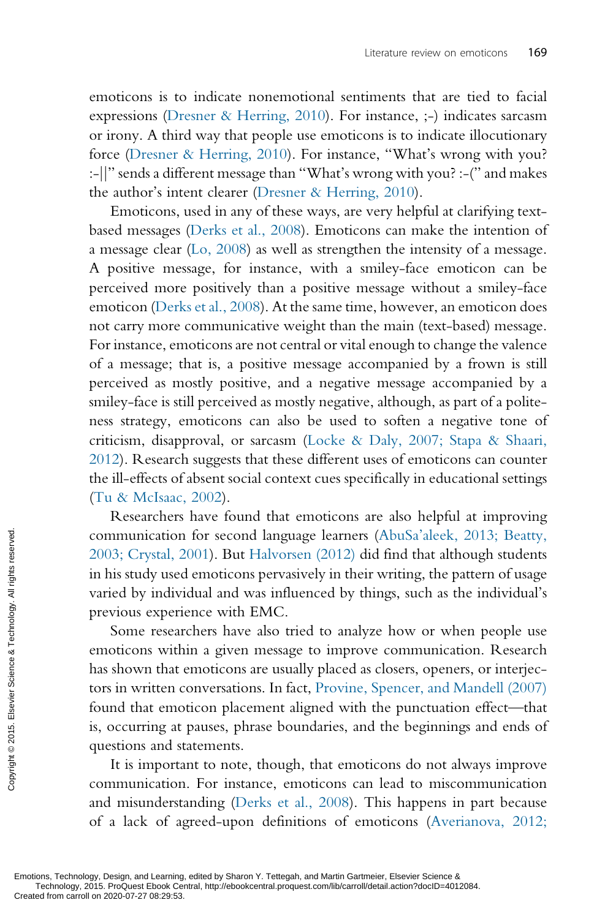emoticons is to indicate nonemotional sentiments that are tied to facial expressions (Dresner & Herring, 2010). For instance, ;-) indicates sarcasm or irony. A third way that people use emoticons is to indicate illocutionary force (Dresner & Herring, 2010). For instance, "What's wrong with you? :-||" sends a different message than "What's wrong with you? :-(" and makes the author's intent clearer (Dresner & Herring, 2010).

Emoticons, used in any of these ways, are very helpful at clarifying text-based messages (Derks et al., 2008). Emoticons can make the intention of a message clear (Lo, 2008) as well as strengthen the intensity of a message. A positive message, for instance, with a smiley-face emoticon can be perceived more positively than a positive message without a smiley-face emoticon (Derks et al., 2008). At the same time, however, an emoticon does not carry more communicative weight than the main (text-based) message. For instance, emoticons are not central or vital enough to change the valence of a message; that is, a positive message accompanied by a frown is still perceived as mostly positive, and a negative message accompanied by a smiley-face is still perceived as mostly negative, although, as part of a politeness strategy, emoticons can also be used to soften a negative tone of criticism, disapproval, or sarcasm (Locke & Daly, 2007; Stapa & Shaari, 2012). Research suggests that these different uses of emoticons can counter the ill-effects of absent social context cues specifically in educational settings (Tu & McIsaac, 2002).

Researchers have found that emoticons are also helpful at improving communication for second language learners (AbuSa'aleek, 2013; Beatty, 2003; Crystal, 2001). But Halvorsen (2012) did find that although students in his study used emoticons pervasively in their writing, the pattern of usage varied by individual and was influenced by things, such as the individual's previous experience with EMC.

Some researchers have also tried to analyze how or when people use emoticons within a given message to improve communication. Research has shown that emoticons are usually placed as closers, openers, or interjectors in written conversations. In fact, Provine, Spencer, and Mandell (2007) found that emoticon placement aligned with the punctuation effect—that is, occurring at pauses, phrase boundaries, and the beginnings and ends of questions and statements.

It is important to note, though, that emoticons do not always improve communication. For instance, emoticons can lead to miscommunication and misunderstanding (Derks et al., 2008). This happens in part because of a lack of agreed-upon definitions of emoticons (Averianova, 2012;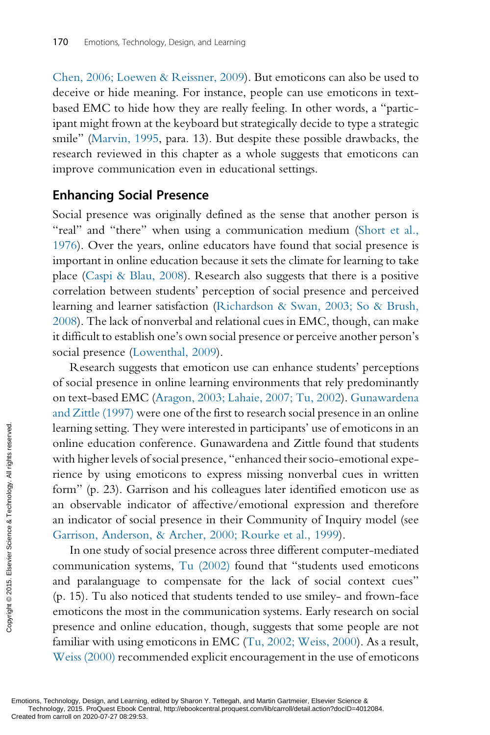Chen, 2006; Loewen & Reissner, 2009). But emoticons can also be used to deceive or hide meaning. For instance, people can use emoticons in text-based EMC to hide how they are really feeling. In other words, a "participant might frown at the keyboard but strategically decide to type a strategic smile" (Marvin, 1995, para. 13). But despite these possible drawbacks, the research reviewed in this chapter as a whole suggests that emoticons can improve communication even in educational settings.

## Enhancing Social Presence

Social presence was originally defined as the sense that another person is "real" and "there" when using a communication medium (Short et al., 1976). Over the years, online educators have found that social presence is important in online education because it sets the climate for learning to take place (Caspi & Blau, 2008). Research also suggests that there is a positive correlation between students' perception of social presence and perceived learning and learner satisfaction (Richardson & Swan, 2003; So & Brush, 2008). The lack of nonverbal and relational cues in EMC, though, can make it difficult to establish one's own social presence or perceive another person's social presence (Lowenthal, 2009).

Research suggests that emoticon use can enhance students' perceptions of social presence in online learning environments that rely predominantly on text-based EMC (Aragon, 2003; Lahaie, 2007; Tu, 2002). Gunawardena and Zittle (1997) were one of the first to research social presence in an online learning setting. They were interested in participants' use of emoticons in an online education conference. Gunawardena and Zittle found that students with higher levels of social presence, "enhanced their socio-emotional experience by using emoticons to express missing nonverbal cues in written form" (p. 23). Garrison and his colleagues later identified emoticon use as an observable indicator of affective/emotional expression and therefore an indicator of social presence in their Community of Inquiry model (see Garrison, Anderson, & Archer, 2000; Rourke et al., 1999).

In one study of social presence across three different computer-mediated communication systems, Tu (2002) found that "students used emoticons and paralanguage to compensate for the lack of social context cues" (p. 15). Tu also noticed that students tended to use smiley- and frown-face emoticons the most in the communication systems. Early research on social presence and online education, though, suggests that some people are not familiar with using emoticons in EMC (Tu, 2002; Weiss, 2000). As a result, Weiss (2000) recommended explicit encouragement in the use of emoticons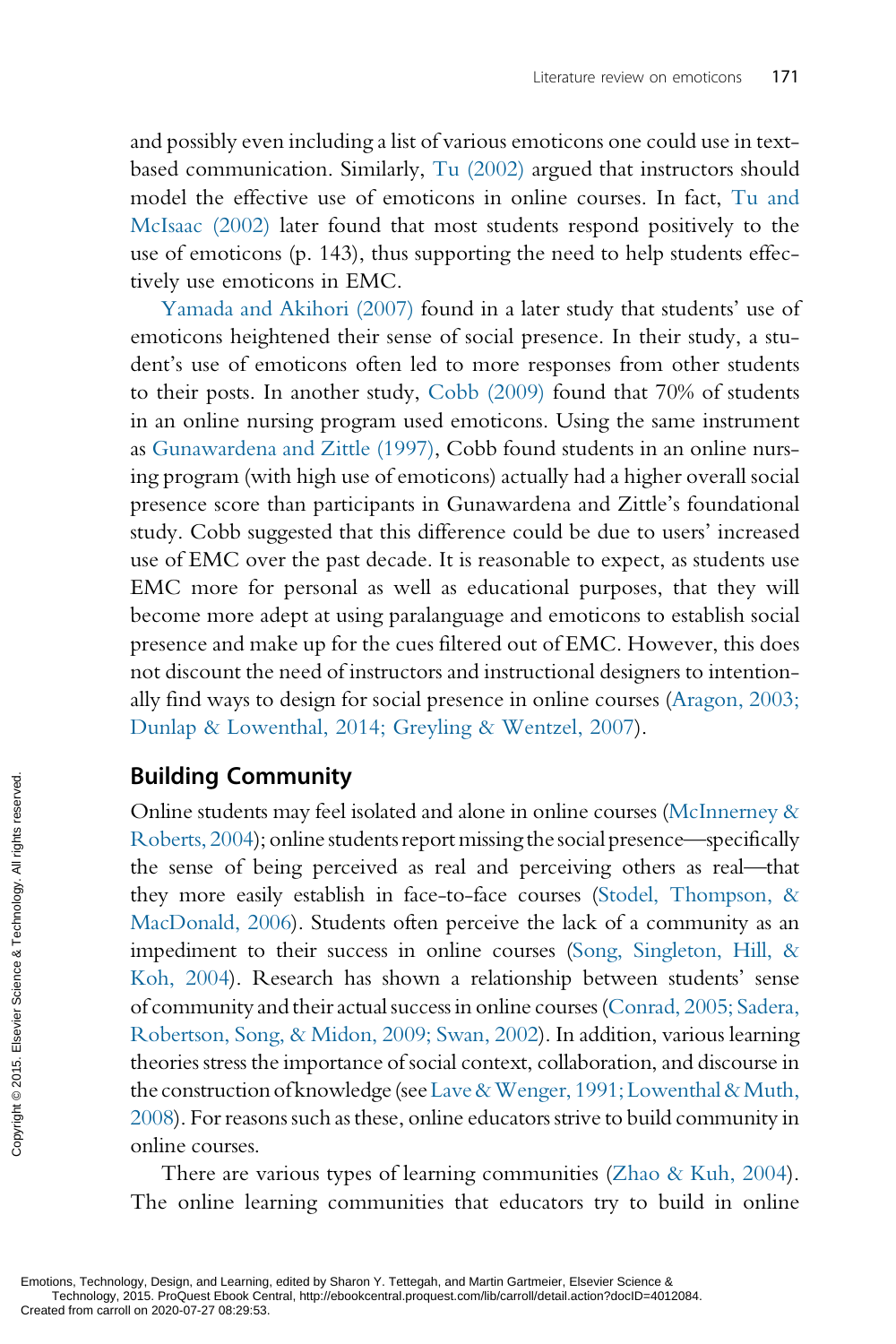and possibly even including a list of various emoticons one could use in text-based communication. Similarly, Tu (2002) argued that instructors should model the effective use of emoticons in online courses. In fact, Tu and McIsaac (2002) later found that most students respond positively to the use of emoticons (p. 143), thus supporting the need to help students effectively use emoticons in EMC.

Yamada and Akihori (2007) found in a later study that students' use of emoticons heightened their sense of social presence. In their study, a student's use of emoticons often led to more responses from other students to their posts. In another study, Cobb (2009) found that 70% of students in an online nursing program used emoticons. Using the same instrument as Gunawardena and Zittle (1997), Cobb found students in an online nursing program (with high use of emoticons) actually had a higher overall social presence score than participants in Gunawardena and Zittle's foundational study. Cobb suggested that this difference could be due to users' increased use of EMC over the past decade. It is reasonable to expect, as students use EMC more for personal as well as educational purposes, that they will become more adept at using paralanguage and emoticons to establish social presence and make up for the cues filtered out of EMC. However, this does not discount the need of instructors and instructional designers to intentionally find ways to design for social presence in online courses (Aragon, 2003; Dunlap & Lowenthal, 2014; Greyling & Wentzel, 2007).

## Building Community

Online students may feel isolated and alone in online courses (McInnerney & Roberts, 2004); online students report missing the social presence—specifically the sense of being perceived as real and perceiving others as real—that they more easily establish in face-to-face courses (Stodel, Thompson, & MacDonald, 2006). Students often perceive the lack of a community as an impediment to their success in online courses (Song, Singleton, Hill, & Koh, 2004). Research has shown a relationship between students' sense of community and their actual success in online courses (Conrad, 2005; Sadera, Robertson, Song, & Midon, 2009; Swan, 2002). In addition, various learning theories stress the importance of social context, collaboration, and discourse in the construction of knowledge (see Lave & Wenger, 1991; Lowenthal & Muth, 2008). For reasons such as these, online educators strive to build community in online courses.

There are various types of learning communities (Zhao & Kuh, 2004). The online learning communities that educators try to build in online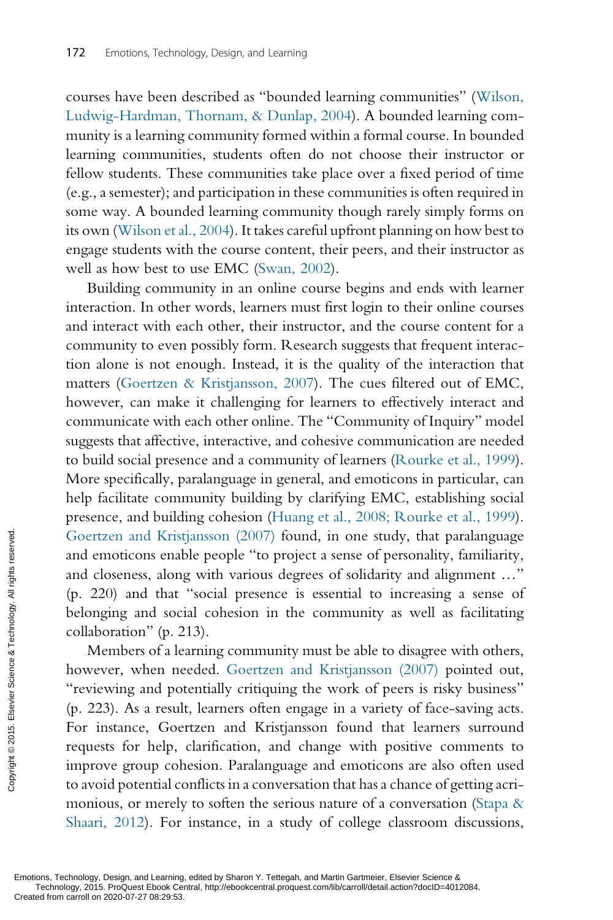courses have been described as "bounded learning communities" (Wilson, Ludwig-Hardman, Thornam, & Dunlap, 2004). A bounded learning community is a learning community formed within a formal course. In bounded learning communities, students often do not choose their instructor or fellow students. These communities take place over a fixed period of time (e.g., a semester); and participation in these communities is often required in some way. A bounded learning community though rarely simply forms on its own (Wilson et al., 2004). It takes careful upfront planning on how best to engage students with the course content, their peers, and their instructor as well as how best to use EMC (Swan, 2002).

Building community in an online course begins and ends with learner interaction. In other words, learners must first login to their online courses and interact with each other, their instructor, and the course content for a community to even possibly form. Research suggests that frequent interaction alone is not enough. Instead, it is the quality of the interaction that matters (Goertzen & Kristjansson, 2007). The cues filtered out of EMC, however, can make it challenging for learners to effectively interact and communicate with each other online. The "Community of Inquiry" model suggests that affective, interactive, and cohesive communication are needed to build social presence and a community of learners (Rourke et al., 1999). More specifically, paralanguage in general, and emoticons in particular, can help facilitate community building by clarifying EMC, establishing social presence, and building cohesion (Huang et al., 2008; Rourke et al., 1999). Goertzen and Kristjansson (2007) found, in one study, that paralanguage and emoticons enable people "to project a sense of personality, familiarity, and closeness, along with various degrees of solidarity and alignment …" (p. 220) and that "social presence is essential to increasing a sense of belonging and social cohesion in the community as well as facilitating collaboration" (p. 213).

Members of a learning community must be able to disagree with others, however, when needed. Goertzen and Kristjansson (2007) pointed out, "reviewing and potentially critiquing the work of peers is risky business" (p. 223). As a result, learners often engage in a variety of face-saving acts. For instance, Goertzen and Kristjansson found that learners surround requests for help, clarification, and change with positive comments to improve group cohesion. Paralanguage and emoticons are also often used to avoid potential conflicts in a conversation that has a chance of getting acrimonious, or merely to soften the serious nature of a conversation (Stapa & Shaari, 2012). For instance, in a study of college classroom discussions,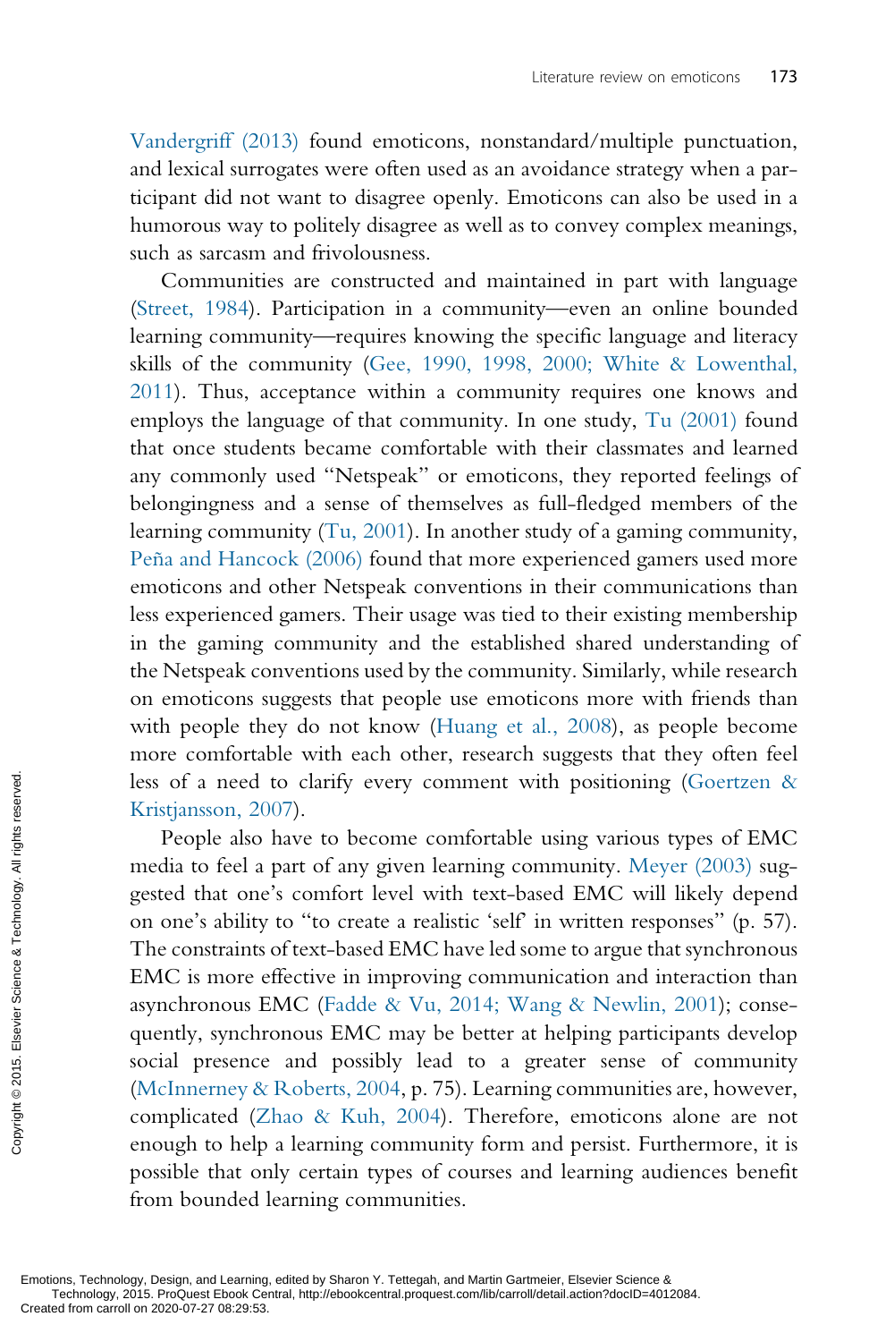Vandergriff (2013) found emoticons, nonstandard/multiple punctuation, and lexical surrogates were often used as an avoidance strategy when a participant did not want to disagree openly. Emoticons can also be used in a humorous way to politely disagree as well as to convey complex meanings, such as sarcasm and frivolousness.

Communities are constructed and maintained in part with language (Street, 1984). Participation in a community—even an online bounded learning community—requires knowing the specific language and literacy skills of the community (Gee, 1990, 1998, 2000; White & Lowenthal, 2011). Thus, acceptance within a community requires one knows and employs the language of that community. In one study, Tu (2001) found that once students became comfortable with their classmates and learned any commonly used "Netspeak" or emoticons, they reported feelings of belongingness and a sense of themselves as full-fledged members of the learning community (Tu, 2001). In another study of a gaming community, Peña and Hancock (2006) found that more experienced gamers used more emoticons and other Netspeak conventions in their communications than less experienced gamers. Their usage was tied to their existing membership in the gaming community and the established shared understanding of the Netspeak conventions used by the community. Similarly, while research on emoticons suggests that people use emoticons more with friends than with people they do not know (Huang et al., 2008), as people become more comfortable with each other, research suggests that they often feel less of a need to clarify every comment with positioning (Goertzen & Kristjansson, 2007).

People also have to become comfortable using various types of EMC media to feel a part of any given learning community. Meyer (2003) suggested that one's comfort level with text-based EMC will likely depend on one's ability to "to create a realistic 'self' in written responses" (p. 57). The constraints of text-based EMC have led some to argue that synchronous EMC is more effective in improving communication and interaction than asynchronous EMC (Fadde & Vu, 2014; Wang & Newlin, 2001); consequently, synchronous EMC may be better at helping participants develop social presence and possibly lead to a greater sense of community (McInnerney & Roberts, 2004, p. 75). Learning communities are, however, complicated (Zhao & Kuh, 2004). Therefore, emoticons alone are not enough to help a learning community form and persist. Furthermore, it is possible that only certain types of courses and learning audiences benefit from bounded learning communities.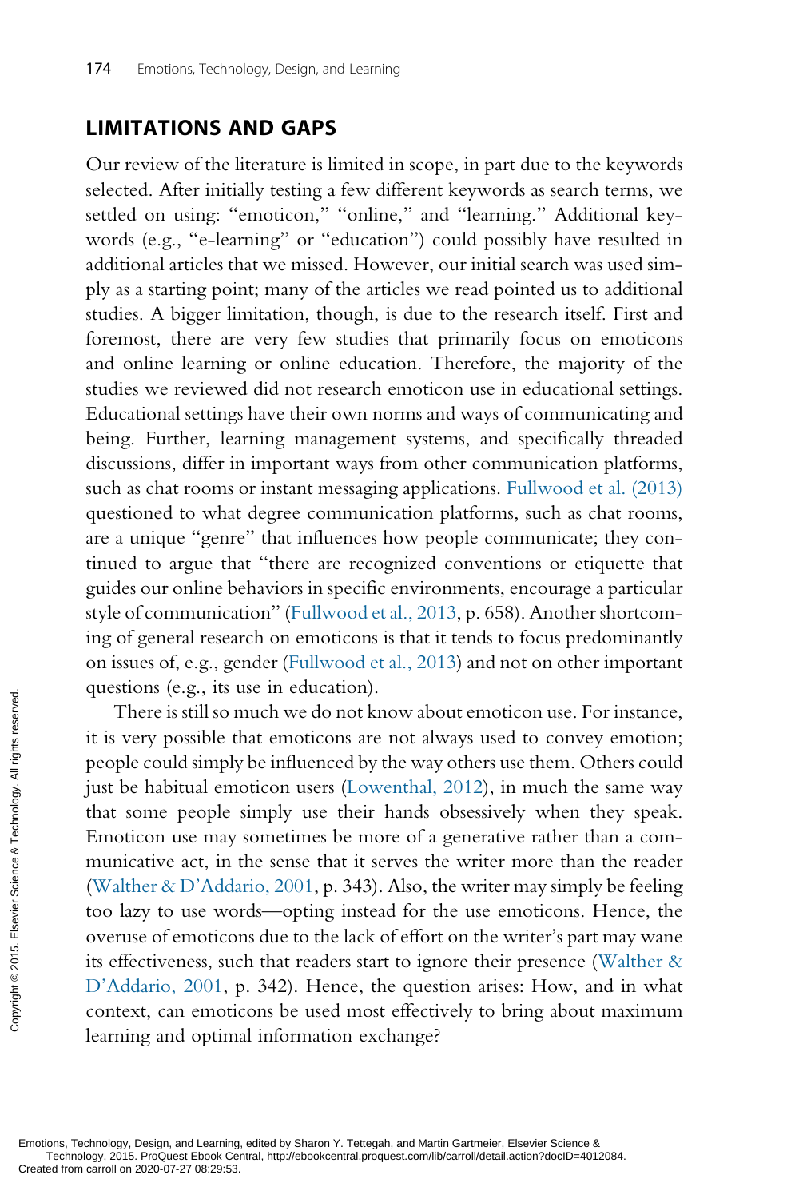## LIMITATIONS AND GAPS

Our review of the literature is limited in scope, in part due to the keywords selected. After initially testing a few different keywords as search terms, we settled on using: "emoticon," "online," and "learning." Additional keywords (e.g., "e-learning" or "education") could possibly have resulted in additional articles that we missed. However, our initial search was used simply as a starting point; many of the articles we read pointed us to additional studies. A bigger limitation, though, is due to the research itself. First and foremost, there are very few studies that primarily focus on emoticons and online learning or online education. Therefore, the majority of the studies we reviewed did not research emoticon use in educational settings. Educational settings have their own norms and ways of communicating and being. Further, learning management systems, and specifically threaded discussions, differ in important ways from other communication platforms, such as chat rooms or instant messaging applications. Fullwood et al. (2013) questioned to what degree communication platforms, such as chat rooms, are a unique "genre" that influences how people communicate; they continued to argue that "there are recognized conventions or etiquette that guides our online behaviors in specific environments, encourage a particular style of communication" (Fullwood et al., 2013, p. 658). Another shortcoming of general research on emoticons is that it tends to focus predominantly on issues of, e.g., gender (Fullwood et al., 2013) and not on other important questions (e.g., its use in education).

There is still so much we do not know about emoticon use. For instance, it is very possible that emoticons are not always used to convey emotion; people could simply be influenced by the way others use them. Others could just be habitual emoticon users (Lowenthal, 2012), in much the same way that some people simply use their hands obsessively when they speak. Emoticon use may sometimes be more of a generative rather than a communicative act, in the sense that it serves the writer more than the reader (Walther & D'Addario, 2001, p. 343). Also, the writer may simply be feeling too lazy to use words—opting instead for the use emoticons. Hence, the overuse of emoticons due to the lack of effort on the writer's part may wane its effectiveness, such that readers start to ignore their presence (Walther & D'Addario, 2001, p. 342). Hence, the question arises: How, and in what context, can emoticons be used most effectively to bring about maximum learning and optimal information exchange?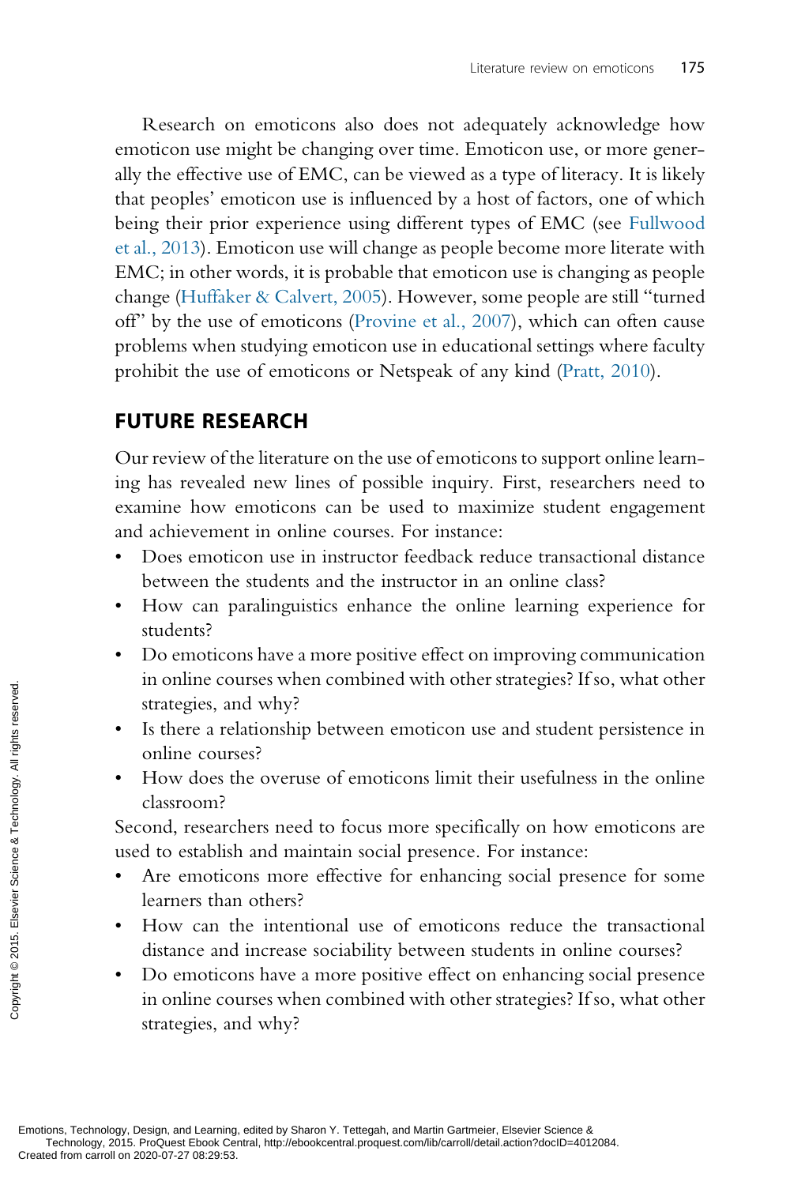Research on emoticons also does not adequately acknowledge how emoticon use might be changing over time. Emoticon use, or more generally the effective use of EMC, can be viewed as a type of literacy. It is likely that peoples' emoticon use is influenced by a host of factors, one of which being their prior experience using different types of EMC (see Fullwood et al., 2013). Emoticon use will change as people become more literate with EMC; in other words, it is probable that emoticon use is changing as people change (Huffaker & Calvert, 2005). However, some people are still "turned off" by the use of emoticons (Provine et al., 2007), which can often cause problems when studying emoticon use in educational settings where faculty prohibit the use of emoticons or Netspeak of any kind (Pratt, 2010).

## FUTURE RESEARCH

Our review of the literature on the use of emoticons to support online learning has revealed new lines of possible inquiry. First, researchers need to examine how emoticons can be used to maximize student engagement and achievement in online courses. For instance:

- Does emoticon use in instructor feedback reduce transactional distance between the students and the instructor in an online class?
- How can paralinguistics enhance the online learning experience for students?
- Do emoticons have a more positive effect on improving communication in online courses when combined with other strategies? If so, what other strategies, and why?
- Is there a relationship between emoticon use and student persistence in online courses?
- How does the overuse of emoticons limit their usefulness in the online classroom?

Second, researchers need to focus more specifically on how emoticons are used to establish and maintain social presence. For instance:

- Are emoticons more effective for enhancing social presence for some learners than others?
- How can the intentional use of emoticons reduce the transactional distance and increase sociability between students in online courses?
- Do emoticons have a more positive effect on enhancing social presence in online courses when combined with other strategies? If so, what other strategies, and why?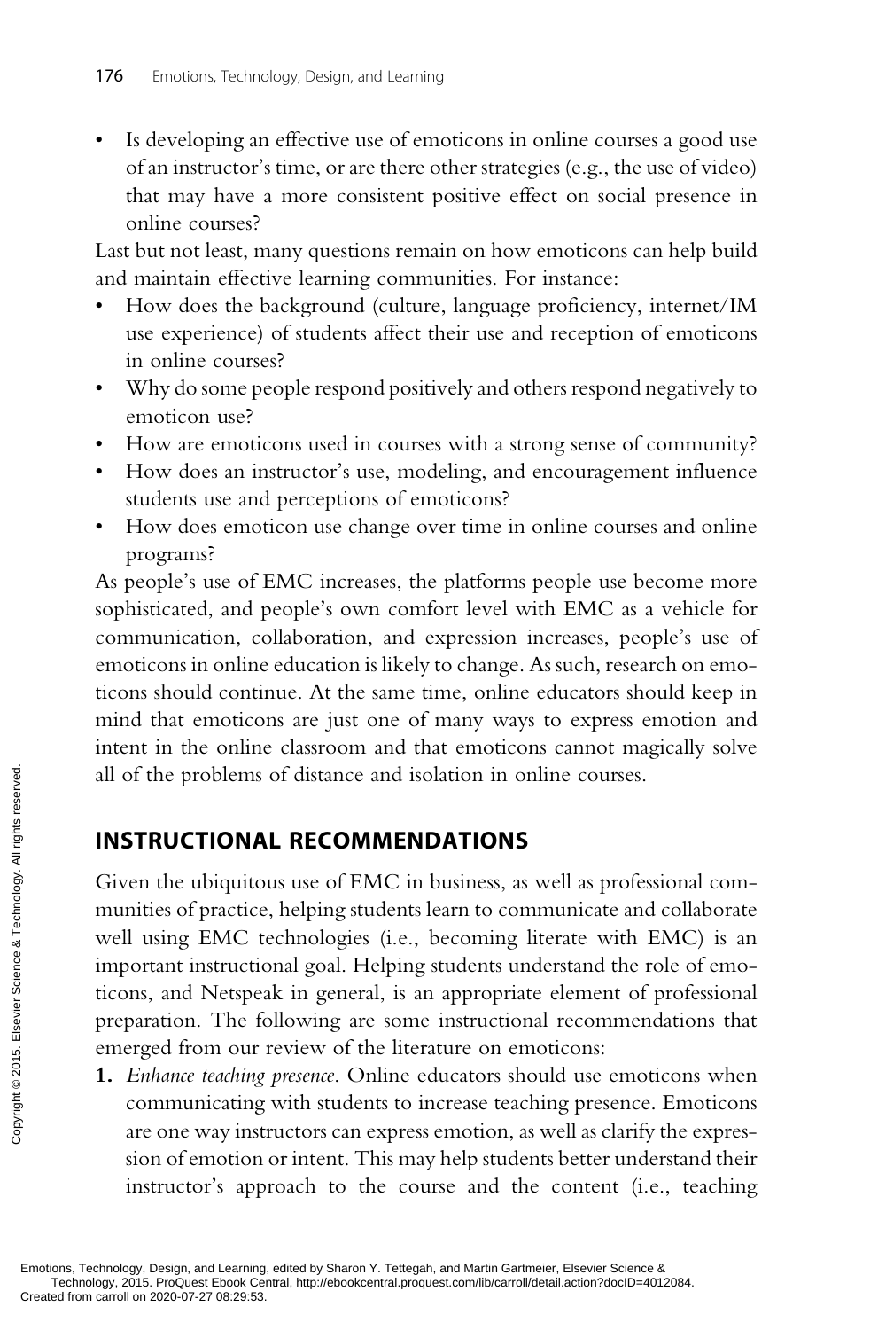- Is developing an effective use of emoticons in online courses a good use of an instructor's time, or are there other strategies (e.g., the use of video) that may have a more consistent positive effect on social presence in online courses?

Last but not least, many questions remain on how emoticons can help build and maintain effective learning communities. For instance:

- How does the background (culture, language proficiency, internet/IM use experience) of students affect their use and reception of emoticons in online courses?
- Why do some people respond positively and others respond negatively to emoticon use?
- How are emoticons used in courses with a strong sense of community?
- How does an instructor's use, modeling, and encouragement influence students use and perceptions of emoticons?
- How does emoticon use change over time in online courses and online programs?

As people's use of EMC increases, the platforms people use become more sophisticated, and people's own comfort level with EMC as a vehicle for communication, collaboration, and expression increases, people's use of emoticons in online education is likely to change. As such, research on emoticons should continue. At the same time, online educators should keep in mind that emoticons are just one of many ways to express emotion and intent in the online classroom and that emoticons cannot magically solve all of the problems of distance and isolation in online courses.

## INSTRUCTIONAL RECOMMENDATIONS

Given the ubiquitous use of EMC in business, as well as professional communities of practice, helping students learn to communicate and collaborate well using EMC technologies (i.e., becoming literate with EMC) is an important instructional goal. Helping students understand the role of emoticons, and Netspeak in general, is an appropriate element of professional preparation. The following are some instructional recommendations that emerged from our review of the literature on emoticons:

1. *Enhance teaching presence*. Online educators should use emoticons when communicating with students to increase teaching presence. Emoticons are one way instructors can express emotion, as well as clarify the expression of emotion or intent. This may help students better understand their instructor's approach to the course and the content (i.e., teaching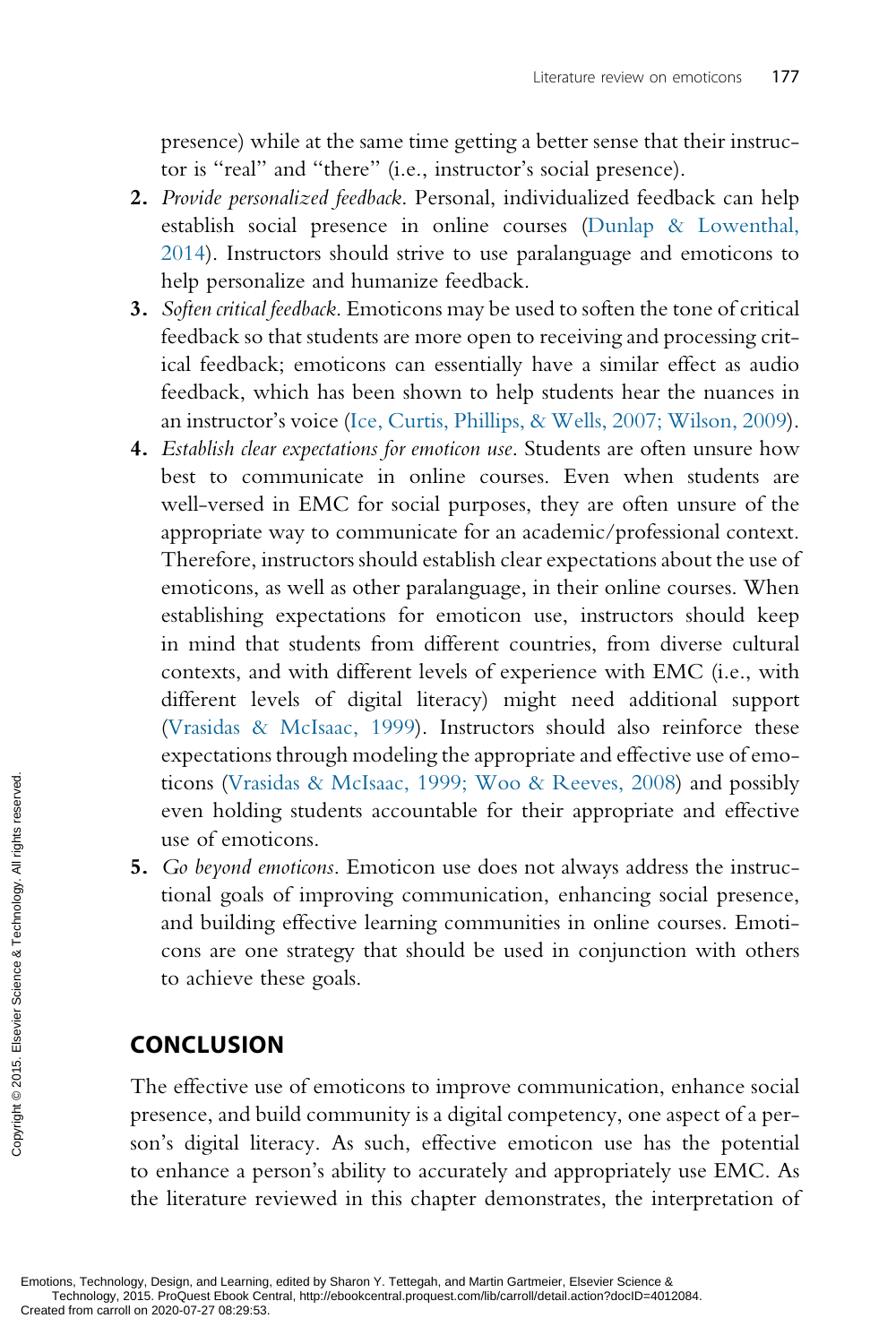presence) while at the same time getting a better sense that their instructor is "real" and "there" (i.e., instructor's social presence).

2. *Provide personalized feedback*. Personal, individualized feedback can help establish social presence in online courses (Dunlap & Lowenthal, 2014). Instructors should strive to use paralanguage and emoticons to help personalize and humanize feedback.
3. *Soften critical feedback*. Emoticons may be used to soften the tone of critical feedback so that students are more open to receiving and processing critical feedback; emoticons can essentially have a similar effect as audio feedback, which has been shown to help students hear the nuances in an instructor's voice (Ice, Curtis, Phillips, & Wells, 2007; Wilson, 2009).
4. *Establish clear expectations for emoticon use*. Students are often unsure how best to communicate in online courses. Even when students are well-versed in EMC for social purposes, they are often unsure of the appropriate way to communicate for an academic/professional context. Therefore, instructors should establish clear expectations about the use of emoticons, as well as other paralanguage, in their online courses. When establishing expectations for emoticon use, instructors should keep in mind that students from different countries, from diverse cultural contexts, and with different levels of experience with EMC (i.e., with different levels of digital literacy) might need additional support (Vrasidas & McIsaac, 1999). Instructors should also reinforce these expectations through modeling the appropriate and effective use of emoticons (Vrasidas & McIsaac, 1999; Woo & Reeves, 2008) and possibly even holding students accountable for their appropriate and effective use of emoticons.
5. *Go beyond emoticons*. Emoticon use does not always address the instructional goals of improving communication, enhancing social presence, and building effective learning communities in online courses. Emoticons are one strategy that should be used in conjunction with others to achieve these goals.

## CONCLUSION

The effective use of emoticons to improve communication, enhance social presence, and build community is a digital competency, one aspect of a person's digital literacy. As such, effective emoticon use has the potential to enhance a person's ability to accurately and appropriately use EMC. As the literature reviewed in this chapter demonstrates, the interpretation of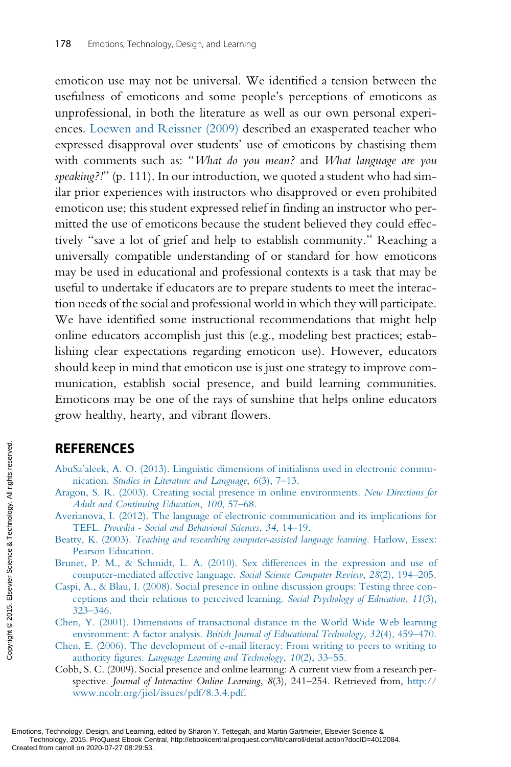emoticon use may not be universal. We identified a tension between the usefulness of emoticons and some people's perceptions of emoticons as unprofessional, in both the literature as well as our own personal experiences. Loewen and Reissner (2009) described an exasperated teacher who expressed disapproval over students' use of emoticons by chastising them with comments such as: "*What do you mean?* and *What language are you speaking?!*" (p. 111). In our introduction, we quoted a student who had similar prior experiences with instructors who disapproved or even prohibited emoticon use; this student expressed relief in finding an instructor who permitted the use of emoticons because the student believed they could effectively "save a lot of grief and help to establish community." Reaching a universally compatible understanding of or standard for how emoticons may be used in educational and professional contexts is a task that may be useful to undertake if educators are to prepare students to meet the interaction needs of the social and professional world in which they will participate. We have identified some instructional recommendations that might help online educators accomplish just this (e.g., modeling best practices; establishing clear expectations regarding emoticon use). However, educators should keep in mind that emoticon use is just one strategy to improve communication, establish social presence, and build learning communities. Emoticons may be one of the rays of sunshine that helps online educators grow healthy, hearty, and vibrant flowers.

## REFERENCES

AbuSa'aleek, A. O. (2013). Linguistic dimensions of initialisms used in electronic communication. *Studies in Literature and Language*, *6*(3), 7–13.

Aragon, S. R. (2003). Creating social presence in online environments. *New Directions for Adult and Continuing Education*, *100*, 57–68.

Averianova, I. (2012). The language of electronic communication and its implications for TEFL. *Procedia - Social and Behavioral Sciences*, *34*, 14–19.

Beatty, K. (2003). *Teaching and researching computer-assisted language learning*. Harlow, Essex: Pearson Education.

Brunet, P. M., & Schmidt, L. A. (2010). Sex differences in the expression and use of computer-mediated affective language. *Social Science Computer Review*, *28*(2), 194–205.

Caspi, A., & Blau, I. (2008). Social presence in online discussion groups: Testing three conceptions and their relations to perceived learning. *Social Psychology of Education*, *11*(3), 323–346.

Chen, Y. (2001). Dimensions of transactional distance in the World Wide Web learning environment: A factor analysis. *British Journal of Educational Technology*, *32*(4), 459–470.

Chen, E. (2006). The development of e-mail literacy: From writing to peers to writing to authority figures. *Language Learning and Technology*, *10*(2), 33–55.

Cobb, S. C. (2009). Social presence and online learning: A current view from a research perspective. *Journal of Interactive Online Learning*, *8*(3), 241–254. Retrieved from, http://www.ncolr.org/jiol/issues/pdf/8.3.4.pdf.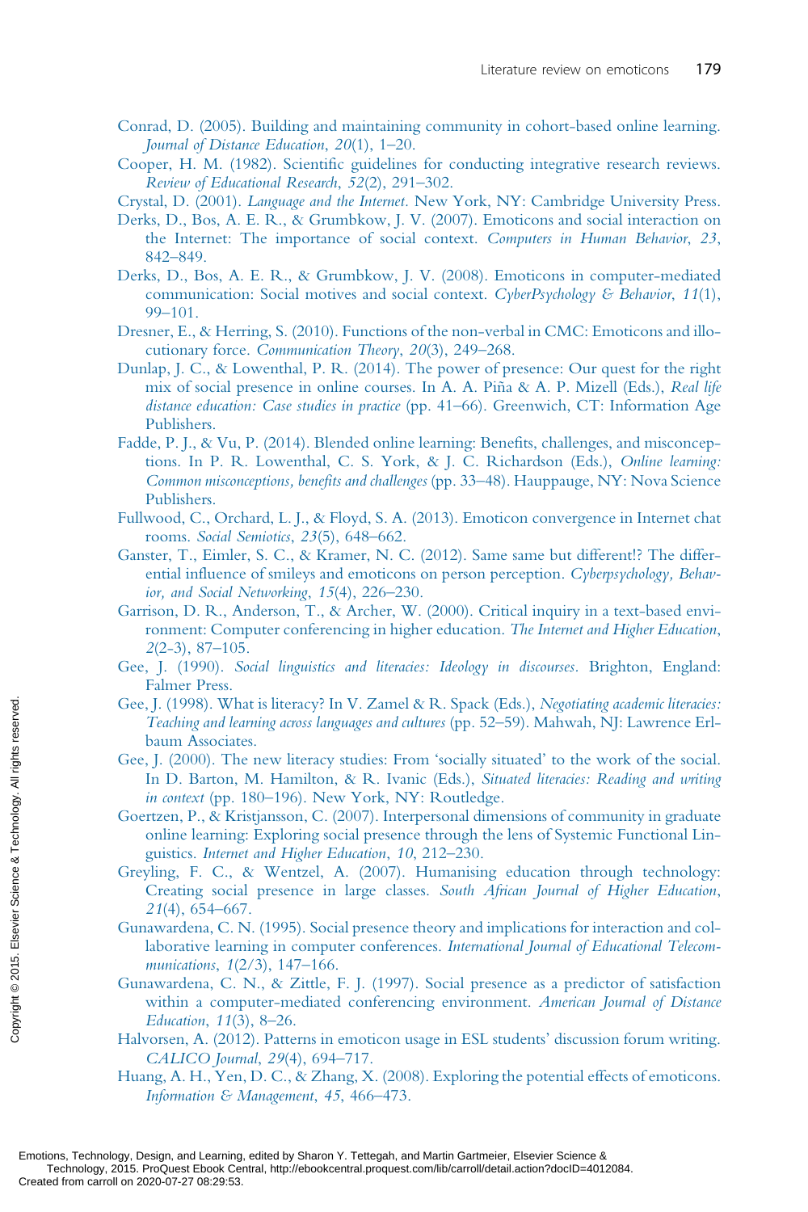Conrad, D. (2005). Building and maintaining community in cohort-based online learning. *Journal of Distance Education*, *20*(1), 1–20.

Cooper, H. M. (1982). Scientific guidelines for conducting integrative research reviews. *Review of Educational Research*, *52*(2), 291–302.

Crystal, D. (2001). *Language and the Internet*. New York, NY: Cambridge University Press.

Derks, D., Bos, A. E. R., & Grumbkow, J. V. (2007). Emoticons and social interaction on the Internet: The importance of social context. *Computers in Human Behavior*, *23*, 842–849.

Derks, D., Bos, A. E. R., & Grumbkow, J. V. (2008). Emoticons in computer-mediated communication: Social motives and social context. *CyberPsychology & Behavior*, *11*(1), 99–101.

Dresner, E., & Herring, S. (2010). Functions of the non-verbal in CMC: Emoticons and illocutionary force. *Communication Theory*, *20*(3), 249–268.

Dunlap, J. C., & Lowenthal, P. R. (2014). The power of presence: Our quest for the right mix of social presence in online courses. In A. A. Piña & A. P. Mizell (Eds.), *Real life distance education: Case studies in practice* (pp. 41–66). Greenwich, CT: Information Age Publishers.

Fadde, P. J., & Vu, P. (2014). Blended online learning: Benefits, challenges, and misconceptions. In P. R. Lowenthal, C. S. York, & J. C. Richardson (Eds.), *Online learning: Common misconceptions, benefits and challenges* (pp. 33–48). Hauppauge, NY: Nova Science Publishers.

Fullwood, C., Orchard, L. J., & Floyd, S. A. (2013). Emoticon convergence in Internet chat rooms. *Social Semiotics*, *23*(5), 648–662.

Ganster, T., Eimler, S. C., & Kramer, N. C. (2012). Same same but different!? The differential influence of smileys and emoticons on person perception. *Cyberpsychology, Behavior, and Social Networking*, *15*(4), 226–230.

Garrison, D. R., Anderson, T., & Archer, W. (2000). Critical inquiry in a text-based environment: Computer conferencing in higher education. *The Internet and Higher Education*, *2*(2-3), 87–105.

Gee, J. (1990). *Social linguistics and literacies: Ideology in discourses*. Brighton, England: Falmer Press.

Gee, J. (1998). What is literacy? In V. Zamel & R. Spack (Eds.), *Negotiating academic literacies: Teaching and learning across languages and cultures* (pp. 52–59). Mahwah, NJ: Lawrence Erlbaum Associates.

Gee, J. (2000). The new literacy studies: From 'socially situated' to the work of the social. In D. Barton, M. Hamilton, & R. Ivanic (Eds.), *Situated literacies: Reading and writing in context* (pp. 180–196). New York, NY: Routledge.

Goertzen, P., & Kristjansson, C. (2007). Interpersonal dimensions of community in graduate online learning: Exploring social presence through the lens of Systemic Functional Linguistics. *Internet and Higher Education*, *10*, 212–230.

Greyling, F. C., & Wentzel, A. (2007). Humanising education through technology: Creating social presence in large classes. *South African Journal of Higher Education*, *21*(4), 654–667.

Gunawardena, C. N. (1995). Social presence theory and implications for interaction and collaborative learning in computer conferences. *International Journal of Educational Telecommunications*, *1*(2/3), 147–166.

Gunawardena, C. N., & Zittle, F. J. (1997). Social presence as a predictor of satisfaction within a computer-mediated conferencing environment. *American Journal of Distance Education*, *11*(3), 8–26.

Halvorsen, A. (2012). Patterns in emoticon usage in ESL students' discussion forum writing. *CALICO Journal*, *29*(4), 694–717.

Huang, A. H., Yen, D. C., & Zhang, X. (2008). Exploring the potential effects of emoticons. *Information & Management*, *45*, 466–473.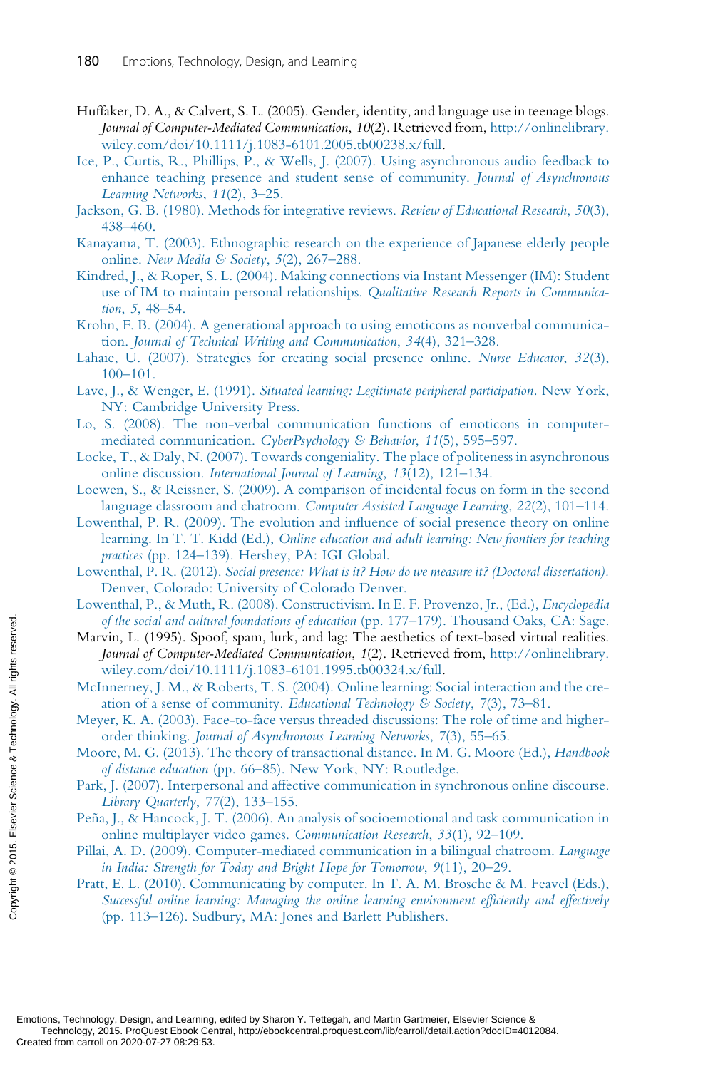Huffaker, D. A., & Calvert, S. L. (2005). Gender, identity, and language use in teenage blogs. *Journal of Computer-Mediated Communication*, *10*(2). Retrieved from, http://onlinelibrary.wiley.com/doi/10.1111/j.1083-6101.2005.tb00238.x/full.

Ice, P., Curtis, R., Phillips, P., & Wells, J. (2007). Using asynchronous audio feedback to enhance teaching presence and student sense of community. *Journal of Asynchronous Learning Networks*, *11*(2), 3–25.

Jackson, G. B. (1980). Methods for integrative reviews. *Review of Educational Research*, *50*(3), 438–460.

Kanayama, T. (2003). Ethnographic research on the experience of Japanese elderly people online. *New Media & Society*, *5*(2), 267–288.

Kindred, J., & Roper, S. L. (2004). Making connections via Instant Messenger (IM): Student use of IM to maintain personal relationships. *Qualitative Research Reports in Communication*, *5*, 48–54.

Krohn, F. B. (2004). A generational approach to using emoticons as nonverbal communication. *Journal of Technical Writing and Communication*, *34*(4), 321–328.

Lahaie, U. (2007). Strategies for creating social presence online. *Nurse Educator*, *32*(3), 100–101.

Lave, J., & Wenger, E. (1991). *Situated learning: Legitimate peripheral participation*. New York, NY: Cambridge University Press.

Lo, S. (2008). The non-verbal communication functions of emoticons in computer-mediated communication. *CyberPsychology & Behavior*, *11*(5), 595–597.

Locke, T., & Daly, N. (2007). Towards congeniality. The place of politeness in asynchronous online discussion. *International Journal of Learning*, *13*(12), 121–134.

Loewen, S., & Reissner, S. (2009). A comparison of incidental focus on form in the second language classroom and chatroom. *Computer Assisted Language Learning*, *22*(2), 101–114.

Lowenthal, P. R. (2009). The evolution and influence of social presence theory on online learning. In T. T. Kidd (Ed.), *Online education and adult learning: New frontiers for teaching practices* (pp. 124–139). Hershey, PA: IGI Global.

Lowenthal, P. R. (2012). *Social presence: What is it? How do we measure it? (Doctoral dissertation)*. Denver, Colorado: University of Colorado Denver.

Lowenthal, P., & Muth, R. (2008). Constructivism. In E. F. Provenzo, Jr., (Ed.), *Encyclopedia of the social and cultural foundations of education* (pp. 177–179). Thousand Oaks, CA: Sage.

Marvin, L. (1995). Spoof, spam, lurk, and lag: The aesthetics of text-based virtual realities. *Journal of Computer-Mediated Communication*, *1*(2). Retrieved from, http://onlinelibrary.wiley.com/doi/10.1111/j.1083-6101.1995.tb00324.x/full.

McInnerney, J. M., & Roberts, T. S. (2004). Online learning: Social interaction and the creation of a sense of community. *Educational Technology & Society*, *7*(3), 73–81.

Meyer, K. A. (2003). Face-to-face versus threaded discussions: The role of time and higher-order thinking. *Journal of Asynchronous Learning Networks*, *7*(3), 55–65.

Moore, M. G. (2013). The theory of transactional distance. In M. G. Moore (Ed.), *Handbook of distance education* (pp. 66–85). New York, NY: Routledge.

Park, J. (2007). Interpersonal and affective communication in synchronous online discourse. *Library Quarterly*, *77*(2), 133–155.

Peña, J., & Hancock, J. T. (2006). An analysis of socioemotional and task communication in online multiplayer video games. *Communication Research*, *33*(1), 92–109.

Pillai, A. D. (2009). Computer-mediated communication in a bilingual chatroom. *Language in India: Strength for Today and Bright Hope for Tomorrow*, *9*(11), 20–29.

Pratt, E. L. (2010). Communicating by computer. In T. A. M. Brosche & M. Feavel (Eds.), *Successful online learning: Managing the online learning environment efficiently and effectively* (pp. 113–126). Sudbury, MA: Jones and Barlett Publishers.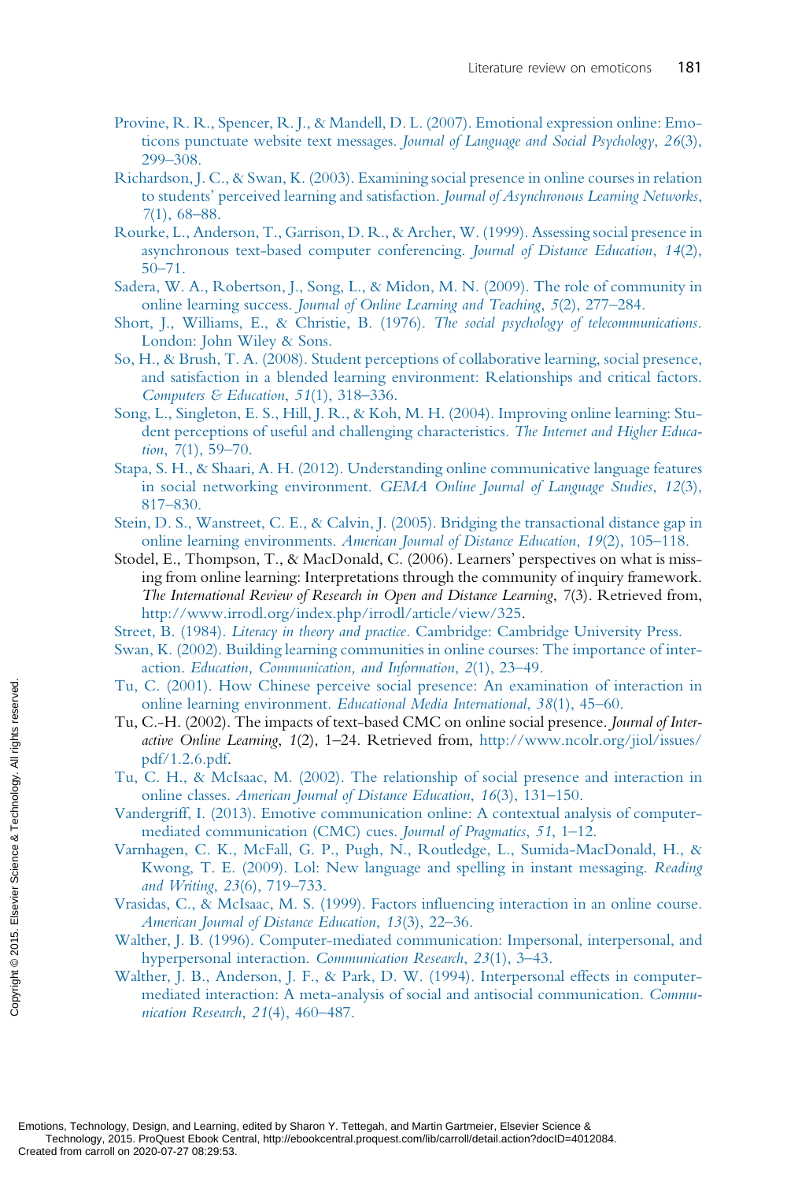Provine, R. R., Spencer, R. J., & Mandell, D. L. (2007). Emotional expression online: Emoticons punctuate website text messages. *Journal of Language and Social Psychology*, *26*(3), 299–308.

Richardson, J. C., & Swan, K. (2003). Examining social presence in online courses in relation to students' perceived learning and satisfaction. *Journal of Asynchronous Learning Networks*, *7*(1), 68–88.

Rourke, L., Anderson, T., Garrison, D. R., & Archer, W. (1999). Assessing social presence in asynchronous text-based computer conferencing. *Journal of Distance Education*, *14*(2), 50–71.

Sadera, W. A., Robertson, J., Song, L., & Midon, M. N. (2009). The role of community in online learning success. *Journal of Online Learning and Teaching*, *5*(2), 277–284.

Short, J., Williams, E., & Christie, B. (1976). *The social psychology of telecommunications*. London: John Wiley & Sons.

So, H., & Brush, T. A. (2008). Student perceptions of collaborative learning, social presence, and satisfaction in a blended learning environment: Relationships and critical factors. *Computers & Education*, *51*(1), 318–336.

Song, L., Singleton, E. S., Hill, J. R., & Koh, M. H. (2004). Improving online learning: Student perceptions of useful and challenging characteristics. *The Internet and Higher Education*, *7*(1), 59–70.

Stapa, S. H., & Shaari, A. H. (2012). Understanding online communicative language features in social networking environment. *GEMA Online Journal of Language Studies*, *12*(3), 817–830.

Stein, D. S., Wanstreet, C. E., & Calvin, J. (2005). Bridging the transactional distance gap in online learning environments. *American Journal of Distance Education*, *19*(2), 105–118.

Stodel, E., Thompson, T., & MacDonald, C. (2006). Learners' perspectives on what is missing from online learning: Interpretations through the community of inquiry framework. *The International Review of Research in Open and Distance Learning*, 7(3). Retrieved from, http://www.irrodl.org/index.php/irrodl/article/view/325.

Street, B. (1984). *Literacy in theory and practice*. Cambridge: Cambridge University Press.

Swan, K. (2002). Building learning communities in online courses: The importance of interaction. *Education, Communication, and Information*, *2*(1), 23–49.

Tu, C. (2001). How Chinese perceive social presence: An examination of interaction in online learning environment. *Educational Media International*, *38*(1), 45–60.

Tu, C.-H. (2002). The impacts of text-based CMC on online social presence. *Journal of Interactive Online Learning*, *1*(2), 1–24. Retrieved from, http://www.ncolr.org/jiol/issues/pdf/1.2.6.pdf.

Tu, C. H., & McIsaac, M. (2002). The relationship of social presence and interaction in online classes. *American Journal of Distance Education*, *16*(3), 131–150.

Vandergriff, I. (2013). Emotive communication online: A contextual analysis of computer-mediated communication (CMC) cues. *Journal of Pragmatics*, *51*, 1–12.

Varnhagen, C. K., McFall, G. P., Pugh, N., Routledge, L., Sumida-MacDonald, H., & Kwong, T. E. (2009). Lol: New language and spelling in instant messaging. *Reading and Writing*, *23*(6), 719–733.

Vrasidas, C., & McIsaac, M. S. (1999). Factors influencing interaction in an online course. *American Journal of Distance Education*, *13*(3), 22–36.

Walther, J. B. (1996). Computer-mediated communication: Impersonal, interpersonal, and hyperpersonal interaction. *Communication Research*, *23*(1), 3–43.

Walther, J. B., Anderson, J. F., & Park, D. W. (1994). Interpersonal effects in computer-mediated interaction: A meta-analysis of social and antisocial communication. *Communication Research*, *21*(4), 460–487.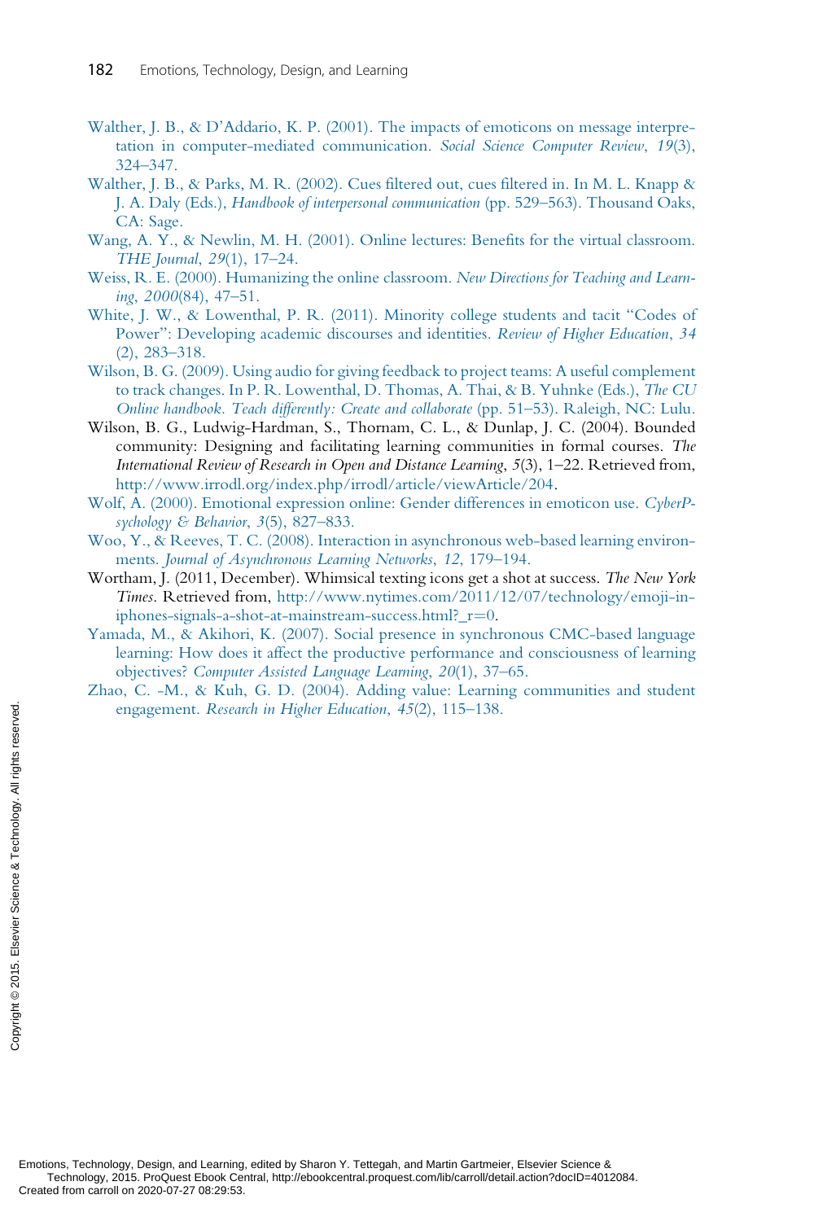Walther, J. B., & D'Addario, K. P. (2001). The impacts of emoticons on message interpretation in computer-mediated communication. *Social Science Computer Review*, *19*(3), 324–347.

Walther, J. B., & Parks, M. R. (2002). Cues filtered out, cues filtered in. In M. L. Knapp & J. A. Daly (Eds.), *Handbook of interpersonal communication* (pp. 529–563). Thousand Oaks, CA: Sage.

Wang, A. Y., & Newlin, M. H. (2001). Online lectures: Benefits for the virtual classroom. *THE Journal*, *29*(1), 17–24.

Weiss, R. E. (2000). Humanizing the online classroom. *New Directions for Teaching and Learning*, *2000*(84), 47–51.

White, J. W., & Lowenthal, P. R. (2011). Minority college students and tacit "Codes of Power": Developing academic discourses and identities. *Review of Higher Education*, *34* (2), 283–318.

Wilson, B. G. (2009). Using audio for giving feedback to project teams: A useful complement to track changes. In P. R. Lowenthal, D. Thomas, A. Thai, & B. Yuhnke (Eds.), *The CU Online handbook. Teach differently: Create and collaborate* (pp. 51–53). Raleigh, NC: Lulu.

Wilson, B. G., Ludwig-Hardman, S., Thornam, C. L., & Dunlap, J. C. (2004). Bounded community: Designing and facilitating learning communities in formal courses. *The International Review of Research in Open and Distance Learning*, *5*(3), 1–22. Retrieved from, http://www.irrodl.org/index.php/irrodl/article/viewArticle/204.

Wolf, A. (2000). Emotional expression online: Gender differences in emoticon use. *CyberPsychology & Behavior*, *3*(5), 827–833.

Woo, Y., & Reeves, T. C. (2008). Interaction in asynchronous web-based learning environments. *Journal of Asynchronous Learning Networks*, *12*, 179–194.

Wortham, J. (2011, December). Whimsical texting icons get a shot at success. *The New York Times*. Retrieved from, http://www.nytimes.com/2011/12/07/technology/emoji-in-iphones-signals-a-shot-at-mainstream-success.html?_r=0.

Yamada, M., & Akihori, K. (2007). Social presence in synchronous CMC-based language learning: How does it affect the productive performance and consciousness of learning objectives? *Computer Assisted Language Learning*, *20*(1), 37–65.

Zhao, C. -M., & Kuh, G. D. (2004). Adding value: Learning communities and student engagement. *Research in Higher Education*, *45*(2), 115–138.